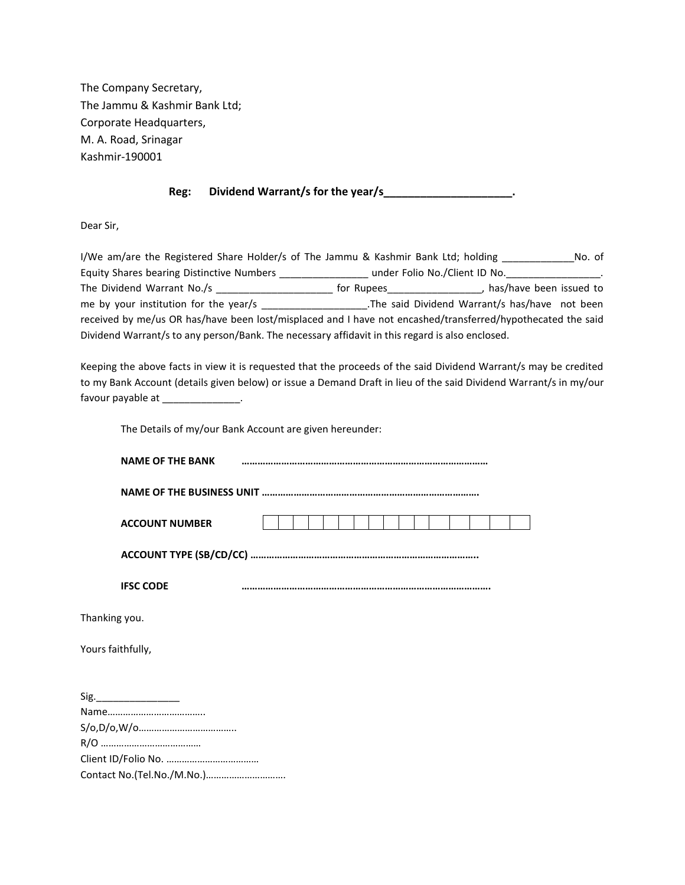The Company Secretary,
The Jammu & Kashmir Bank Ltd;
Corporate Headquarters,
M. A. Road, Srinagar
Kashmir-190001

**Reg: Dividend Warrant/s for the year/s____________________.**

Dear Sir,

I/We am/are the Registered Share Holder/s of The Jammu & Kashmir Bank Ltd; holding _____________No. of Equity Shares bearing Distinctive Numbers ________________ under Folio No./Client ID No._________________. The Dividend Warrant No./s _____________________ for Rupees_________________, has/have been issued to me by your institution for the year/s ___________________.The said Dividend Warrant/s has/have not been received by me/us OR has/have been lost/misplaced and I have not encashed/transferred/hypothecated the said Dividend Warrant/s to any person/Bank. The necessary affidavit in this regard is also enclosed.

Keeping the above facts in view it is requested that the proceeds of the said Dividend Warrant/s may be credited to my Bank Account (details given below) or issue a Demand Draft in lieu of the said Dividend Warrant/s in my/our favour payable at ______________.

The Details of my/our Bank Account are given hereunder:

**NAME OF THE BANK** ……………………………………………………………………………

**NAME OF THE BUSINESS UNIT** ……………………………………………………………………….

**ACCOUNT NUMBER**

| | | | | | | | | | | | | | | | | |
|---|---|---|---|---|---|---|---|---|---|---|---|---|---|---|---|---|
| | | | | | | | | | | | | | | | | |

**ACCOUNT TYPE (SB/CD/CC)** …………………………………………………………………………..

**IFSC CODE** …………………………………………………………………………….

Thanking you.

Yours faithfully,

Sig._______________
Name………………………………..
S/o,D/o,W/o……………………………….
R/O …………………………………
Client ID/Folio No. ………………………………
Contact No.(Tel.No./M.No.)…………………………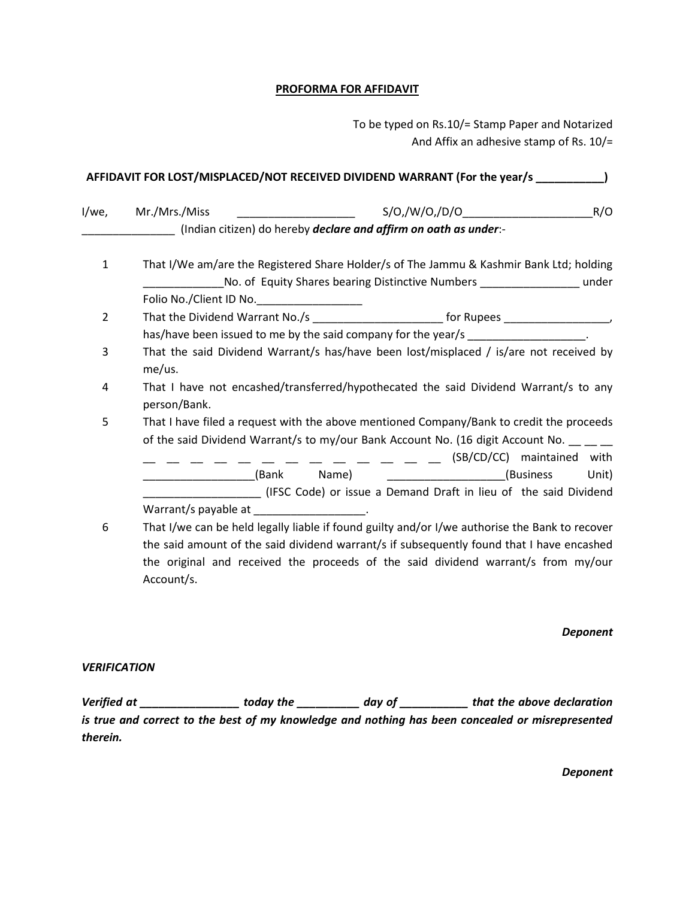**PROFORMA FOR AFFIDAVIT**

To be typed on Rs.10/= Stamp Paper and Notarized
And Affix an adhesive stamp of Rs. 10/=

**AFFIDAVIT FOR LOST/MISPLACED/NOT RECEIVED DIVIDEND WARRANT (For the year/s ___________)**

I/we, Mr./Mrs./Miss ___________________ S/O,/W/O,/D/O_____________________R/O _______________ (Indian citizen) do hereby ***declare and affirm on oath as under***:-

1. That I/We am/are the Registered Share Holder/s of The Jammu & Kashmir Bank Ltd; holding _____________No. of Equity Shares bearing Distinctive Numbers ________________ under Folio No./Client ID No._________________
2. That the Dividend Warrant No./s _____________________ for Rupees _________________, has/have been issued to me by the said company for the year/s ___________________.
3. That the said Dividend Warrant/s has/have been lost/misplaced / is/are not received by me/us.
4. That I have not encashed/transferred/hypothecated the said Dividend Warrant/s to any person/Bank.
5. That I have filed a request with the above mentioned Company/Bank to credit the proceeds of the said Dividend Warrant/s to my/our Bank Account No. (16 digit Account No. __ __ __ __ __ __ __ __ __ __ __ __ __ __ __ __ (SB/CD/CC) maintained with __________________(Bank Name) ___________________(Business Unit) ___________________ (IFSC Code) or issue a Demand Draft in lieu of the said Dividend Warrant/s payable at __________________.
6. That I/we can be held legally liable if found guilty and/or I/we authorise the Bank to recover the said amount of the said dividend warrant/s if subsequently found that I have encashed the original and received the proceeds of the said dividend warrant/s from my/our Account/s.

***Deponent***

***VERIFICATION***

***Verified at ________________ today the __________ day of ___________ that the above declaration is true and correct to the best of my knowledge and nothing has been concealed or misrepresented therein.***

***Deponent***